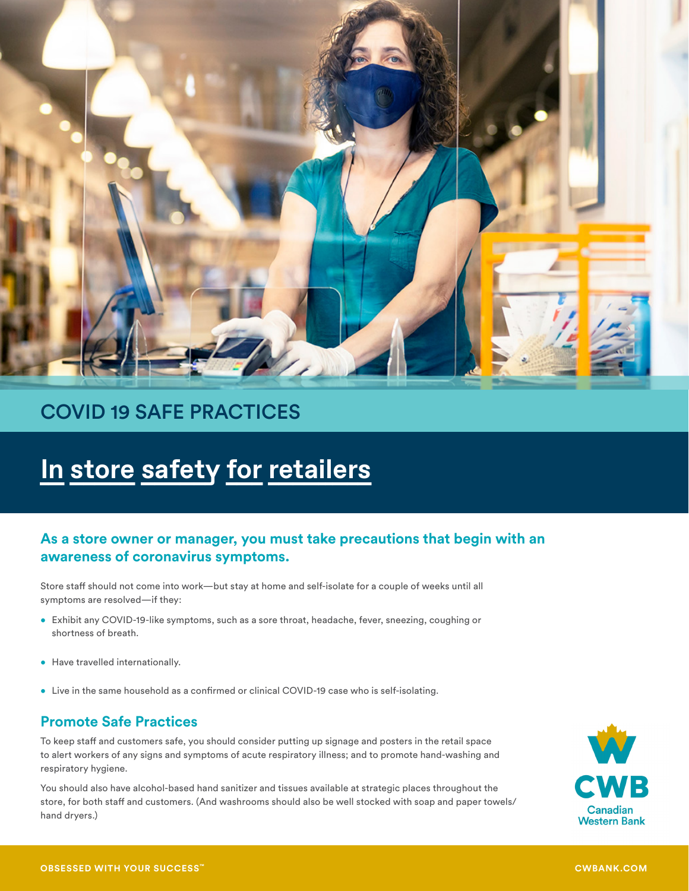COVID 19 SAFE PRACTICES

# In store safety for retailers

## As a store owner or manager, you must take precautions that begin with an awareness of coronavirus symptoms.

Store staff should not come into work—but stay at home and self-isolate for a couple of weeks until all symptoms are resolved—if they:

- Exhibit any COVID-19-like symptoms, such as a sore throat, headache, fever, sneezing, coughing or shortness of breath.
- Have travelled internationally.
- Live in the same household as a confirmed or clinical COVID-19 case who is self-isolating.

## Promote Safe Practices

To keep staff and customers safe, you should consider putting up signage and posters in the retail space to alert workers of any signs and symptoms of acute respiratory illness; and to promote hand-washing and respiratory hygiene.

You should also have alcohol-based hand sanitizer and tissues available at strategic places throughout the store, for both staff and customers. (And washrooms should also be well stocked with soap and paper towels/ hand dryers.)

CWB Canadian Western Bank

OBSESSED WITH YOUR SUCCESS™ CWBANK.COM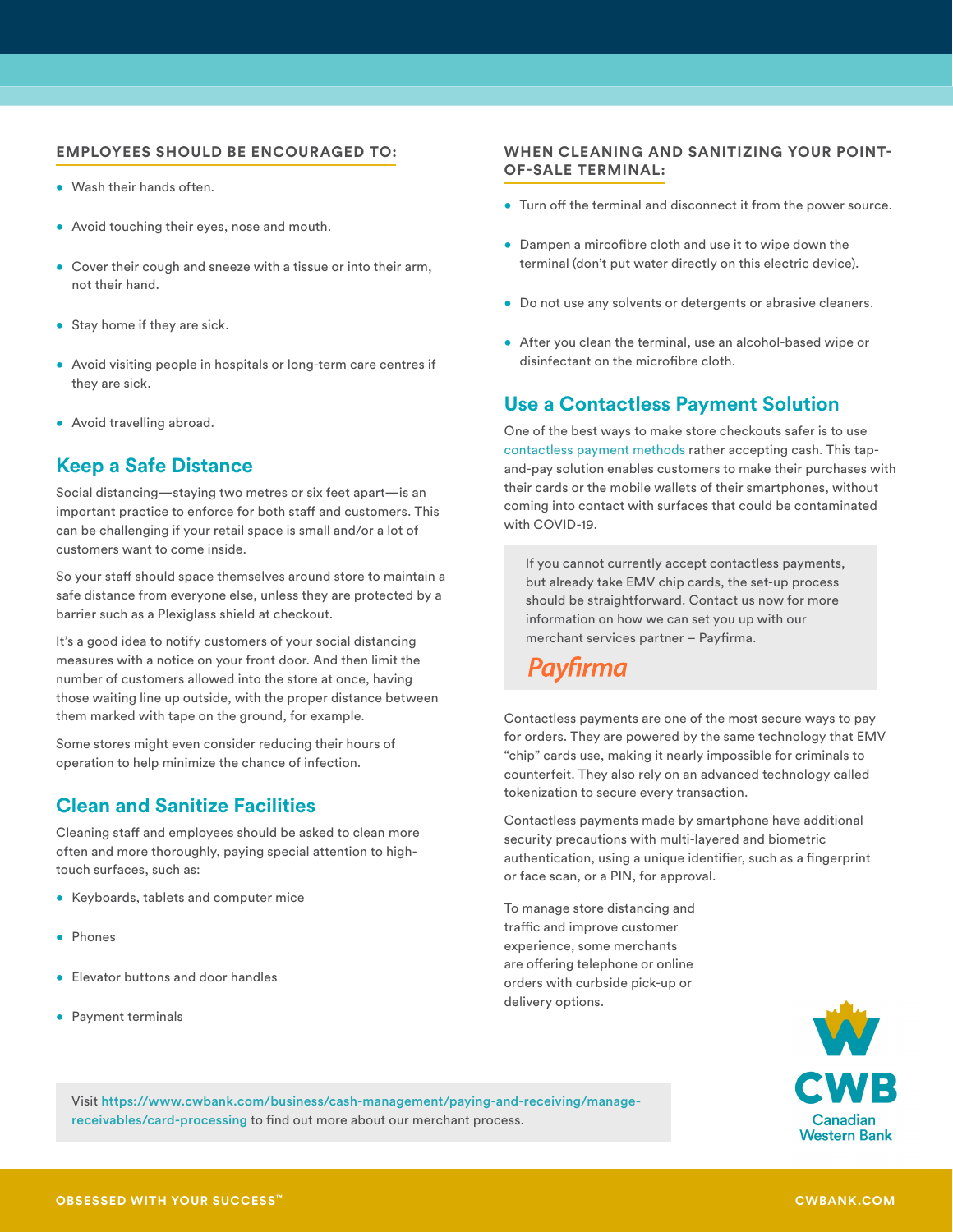**EMPLOYEES SHOULD BE ENCOURAGED TO:**

- Wash their hands often.
- Avoid touching their eyes, nose and mouth.
- Cover their cough and sneeze with a tissue or into their arm, not their hand.
- Stay home if they are sick.
- Avoid visiting people in hospitals or long-term care centres if they are sick.
- Avoid travelling abroad.

## Keep a Safe Distance

Social distancing—staying two metres or six feet apart—is an important practice to enforce for both staff and customers. This can be challenging if your retail space is small and/or a lot of customers want to come inside.

So your staff should space themselves around store to maintain a safe distance from everyone else, unless they are protected by a barrier such as a Plexiglass shield at checkout.

It's a good idea to notify customers of your social distancing measures with a notice on your front door. And then limit the number of customers allowed into the store at once, having those waiting line up outside, with the proper distance between them marked with tape on the ground, for example.

Some stores might even consider reducing their hours of operation to help minimize the chance of infection.

## Clean and Sanitize Facilities

Cleaning staff and employees should be asked to clean more often and more thoroughly, paying special attention to high-touch surfaces, such as:

- Keyboards, tablets and computer mice
- Phones
- Elevator buttons and door handles
- Payment terminals

**WHEN CLEANING AND SANITIZING YOUR POINT-OF-SALE TERMINAL:**

- Turn off the terminal and disconnect it from the power source.
- Dampen a mircofibre cloth and use it to wipe down the terminal (don't put water directly on this electric device).
- Do not use any solvents or detergents or abrasive cleaners.
- After you clean the terminal, use an alcohol-based wipe or disinfectant on the microfibre cloth.

## Use a Contactless Payment Solution

One of the best ways to make store checkouts safer is to use contactless payment methods rather accepting cash. This tap-and-pay solution enables customers to make their purchases with their cards or the mobile wallets of their smartphones, without coming into contact with surfaces that could be contaminated with COVID-19.

> If you cannot currently accept contactless payments, but already take EMV chip cards, the set-up process should be straightforward. Contact us now for more information on how we can set you up with our merchant services partner – Payfirma.
>
> Payfirma

Contactless payments are one of the most secure ways to pay for orders. They are powered by the same technology that EMV "chip" cards use, making it nearly impossible for criminals to counterfeit. They also rely on an advanced technology called tokenization to secure every transaction.

Contactless payments made by smartphone have additional security precautions with multi-layered and biometric authentication, using a unique identifier, such as a fingerprint or face scan, or a PIN, for approval.

To manage store distancing and traffic and improve customer experience, some merchants are offering telephone or online orders with curbside pick-up or delivery options.

Visit https://www.cwbank.com/business/cash-management/paying-and-receiving/manage-receivables/card-processing to find out more about our merchant process.

CWB Canadian Western Bank

OBSESSED WITH YOUR SUCCESS™ CWBANK.COM